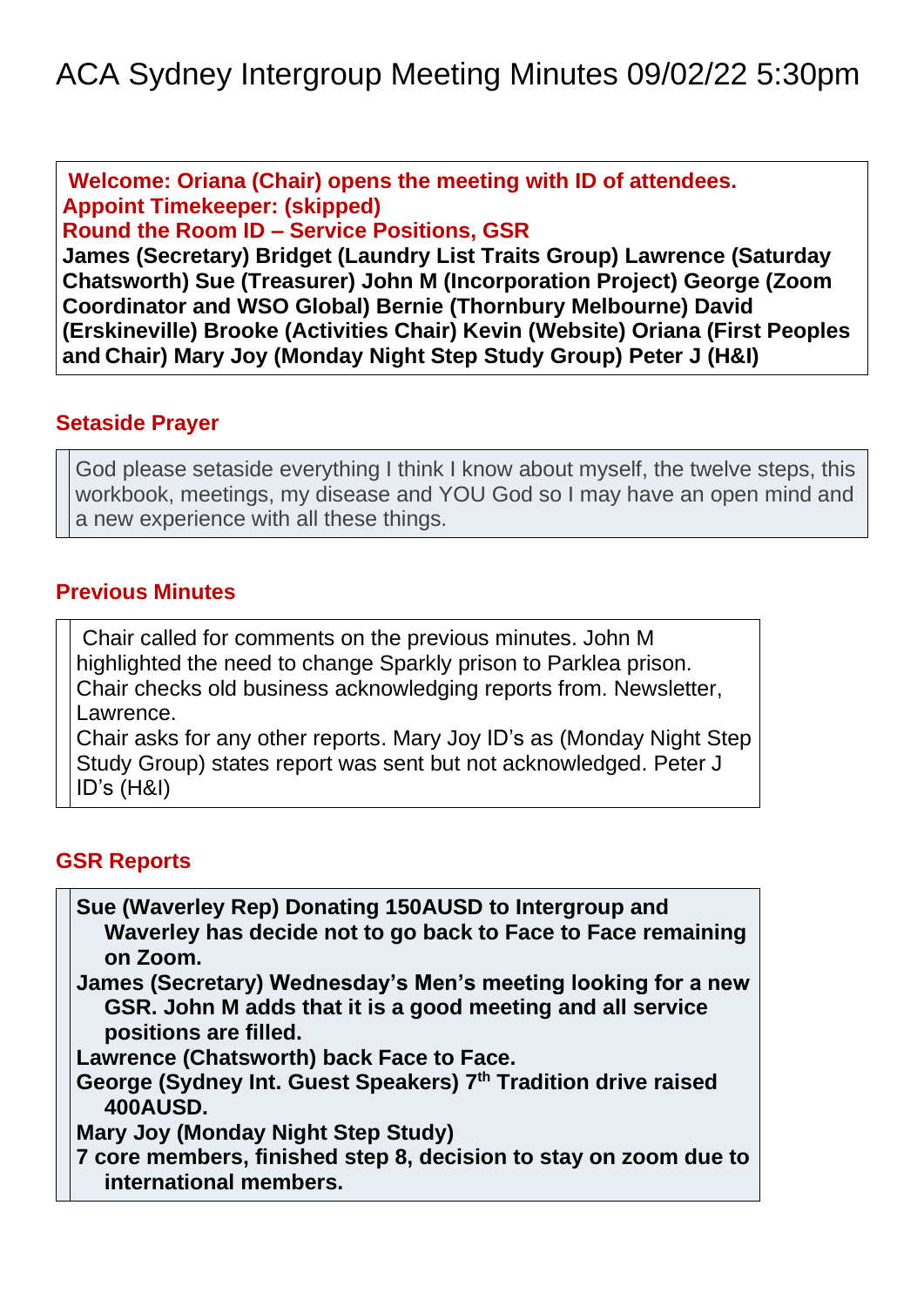# ACA Sydney Intergroup Meeting Minutes 09/02/22 5:30pm

**Welcome: Oriana (Chair) opens the meeting with ID of attendees.**
**Appoint Timekeeper: (skipped)**
**Round the Room ID – Service Positions, GSR**
**James (Secretary) Bridget (Laundry List Traits Group) Lawrence (Saturday Chatsworth) Sue (Treasurer) John M (Incorporation Project) George (Zoom Coordinator and WSO Global) Bernie (Thornbury Melbourne) David (Erskineville) Brooke (Activities Chair) Kevin (Website) Oriana (First Peoples and Chair) Mary Joy (Monday Night Step Study Group) Peter J (H&I)**

## Setaside Prayer

God please setaside everything I think I know about myself, the twelve steps, this workbook, meetings, my disease and YOU God so I may have an open mind and a new experience with all these things.

## Previous Minutes

Chair called for comments on the previous minutes. John M highlighted the need to change Sparkly prison to Parklea prison.
Chair checks old business acknowledging reports from. Newsletter, Lawrence.
Chair asks for any other reports. Mary Joy ID's as (Monday Night Step Study Group) states report was sent but not acknowledged. Peter J ID's (H&I)

## GSR Reports

**Sue (Waverley Rep) Donating 150AUSD to Intergroup and Waverley has decide not to go back to Face to Face remaining on Zoom.**
**James (Secretary) Wednesday's Men's meeting looking for a new GSR. John M adds that it is a good meeting and all service positions are filled.**
**Lawrence (Chatsworth) back Face to Face.**
**George (Sydney Int. Guest Speakers) 7th Tradition drive raised 400AUSD.**
**Mary Joy (Monday Night Step Study)**
**7 core members, finished step 8, decision to stay on zoom due to international members.**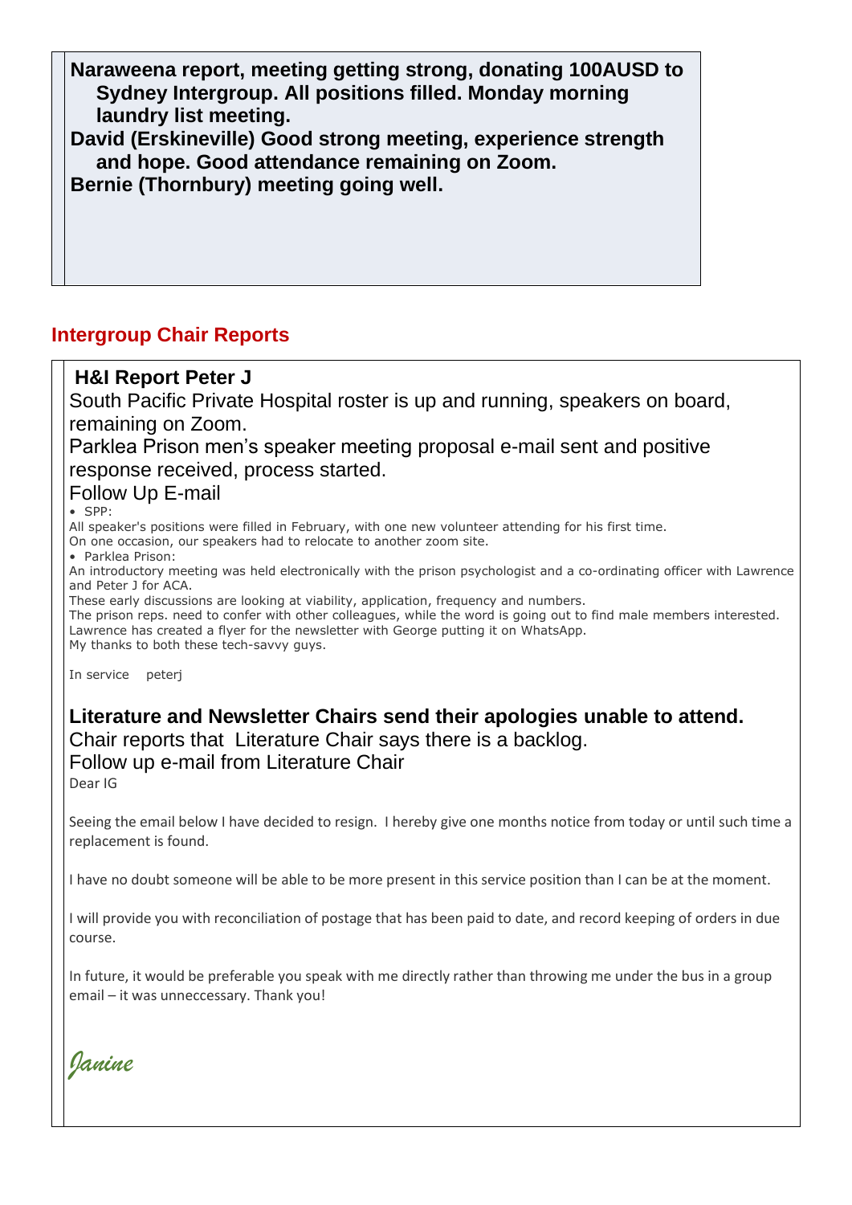**Naraweena report, meeting getting strong, donating 100AUSD to Sydney Intergroup. All positions filled. Monday morning laundry list meeting.**
**David (Erskineville) Good strong meeting, experience strength and hope. Good attendance remaining on Zoom.**
**Bernie (Thornbury) meeting going well.**

## Intergroup Chair Reports

### H&I Report Peter J

South Pacific Private Hospital roster is up and running, speakers on board, remaining on Zoom.

Parklea Prison men's speaker meeting proposal e-mail sent and positive response received, process started.

Follow Up E-mail

- SPP:

All speaker's positions were filled in February, with one new volunteer attending for his first time.
On one occasion, our speakers had to relocate to another zoom site.

- Parklea Prison:

An introductory meeting was held electronically with the prison psychologist and a co-ordinating officer with Lawrence and Peter J for ACA.
These early discussions are looking at viability, application, frequency and numbers.
The prison reps. need to confer with other colleagues, while the word is going out to find male members interested.
Lawrence has created a flyer for the newsletter with George putting it on WhatsApp.
My thanks to both these tech-savvy guys.

In service peterj

### Literature and Newsletter Chairs send their apologies unable to attend.

Chair reports that Literature Chair says there is a backlog.

Follow up e-mail from Literature Chair

Dear IG

Seeing the email below I have decided to resign. I hereby give one months notice from today or until such time a replacement is found.

I have no doubt someone will be able to be more present in this service position than I can be at the moment.

I will provide you with reconciliation of postage that has been paid to date, and record keeping of orders in due course.

In future, it would be preferable you speak with me directly rather than throwing me under the bus in a group email – it was unneccessary. Thank you!

*Janine*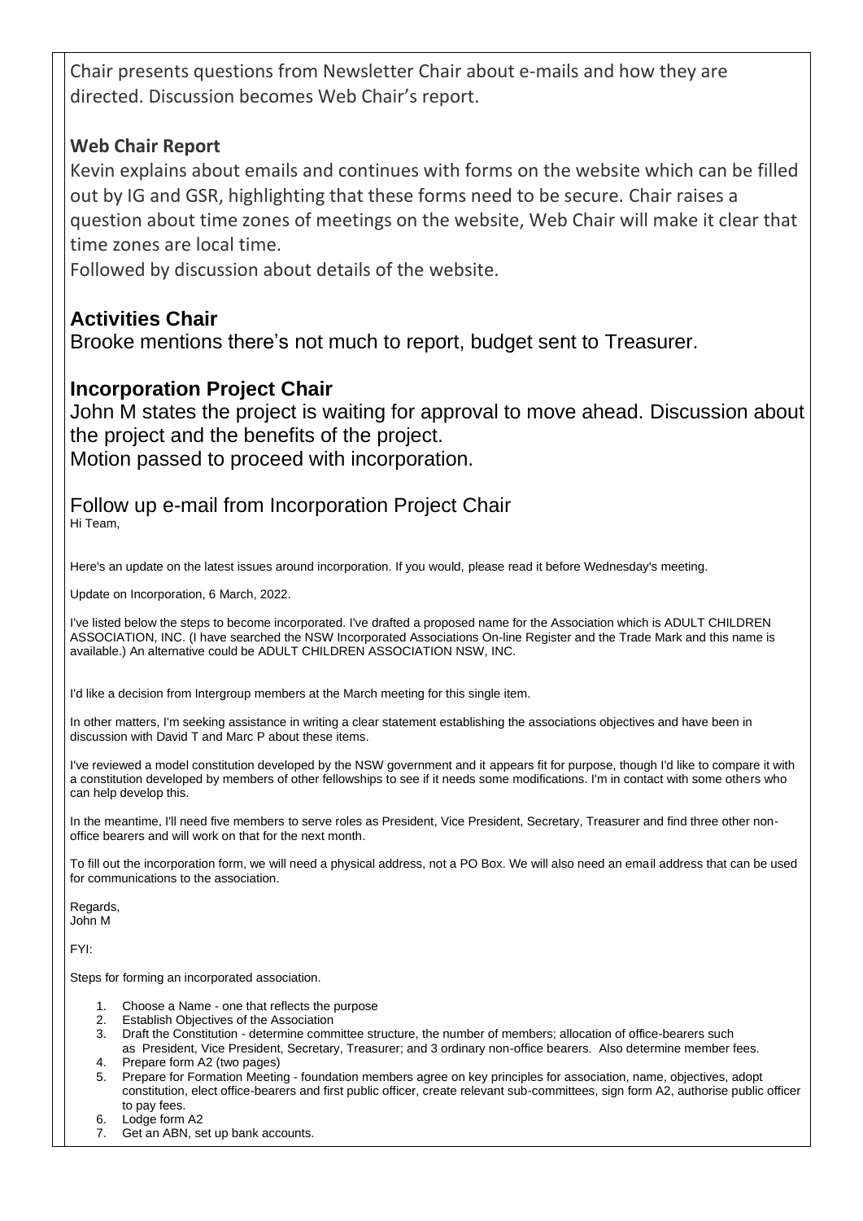Chair presents questions from Newsletter Chair about e-mails and how they are directed. Discussion becomes Web Chair's report.

### Web Chair Report

Kevin explains about emails and continues with forms on the website which can be filled out by IG and GSR, highlighting that these forms need to be secure. Chair raises a question about time zones of meetings on the website, Web Chair will make it clear that time zones are local time.
Followed by discussion about details of the website.

## Activities Chair

Brooke mentions there's not much to report, budget sent to Treasurer.

## Incorporation Project Chair

John M states the project is waiting for approval to move ahead. Discussion about the project and the benefits of the project.
Motion passed to proceed with incorporation.

## Follow up e-mail from Incorporation Project Chair

Hi Team,

Here's an update on the latest issues around incorporation. If you would, please read it before Wednesday's meeting.

Update on Incorporation, 6 March, 2022.

I've listed below the steps to become incorporated. I've drafted a proposed name for the Association which is ADULT CHILDREN ASSOCIATION, INC. (I have searched the NSW Incorporated Associations On-line Register and the Trade Mark and this name is available.) An alternative could be ADULT CHILDREN ASSOCIATION NSW, INC.

I'd like a decision from Intergroup members at the March meeting for this single item.

In other matters, I'm seeking assistance in writing a clear statement establishing the associations objectives and have been in discussion with David T and Marc P about these items.

I've reviewed a model constitution developed by the NSW government and it appears fit for purpose, though I'd like to compare it with a constitution developed by members of other fellowships to see if it needs some modifications. I'm in contact with some others who can help develop this.

In the meantime, I'll need five members to serve roles as President, Vice President, Secretary, Treasurer and find three other non-office bearers and will work on that for the next month.

To fill out the incorporation form, we will need a physical address, not a PO Box. We will also need an email address that can be used for communications to the association.

Regards,
John M

FYI:

Steps for forming an incorporated association.

1. Choose a Name - one that reflects the purpose
2. Establish Objectives of the Association
3. Draft the Constitution - determine committee structure, the number of members; allocation of office-bearers such as President, Vice President, Secretary, Treasurer; and 3 ordinary non-office bearers. Also determine member fees.
4. Prepare form A2 (two pages)
5. Prepare for Formation Meeting - foundation members agree on key principles for association, name, objectives, adopt constitution, elect office-bearers and first public officer, create relevant sub-committees, sign form A2, authorise public officer to pay fees.
6. Lodge form A2
7. Get an ABN, set up bank accounts.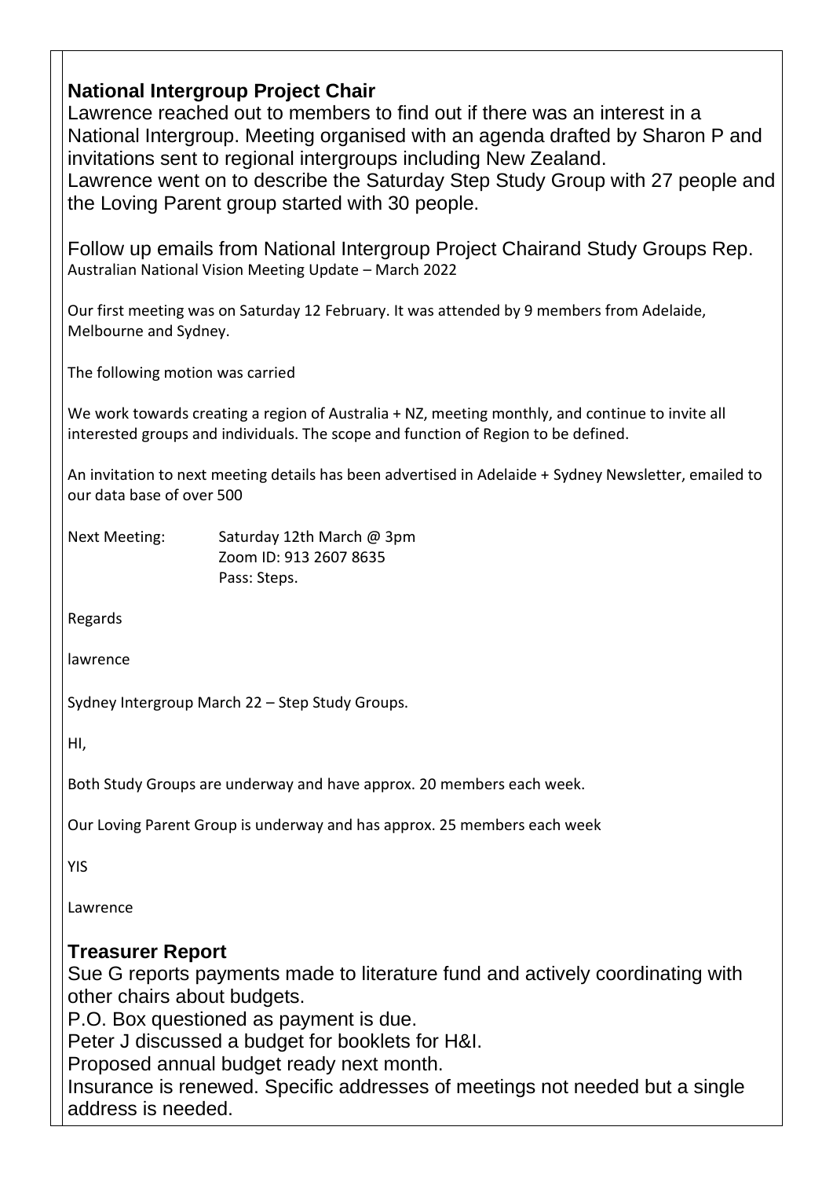### National Intergroup Project Chair

Lawrence reached out to members to find out if there was an interest in a National Intergroup. Meeting organised with an agenda drafted by Sharon P and invitations sent to regional intergroups including New Zealand.
Lawrence went on to describe the Saturday Step Study Group with 27 people and the Loving Parent group started with 30 people.

Follow up emails from National Intergroup Project Chairand Study Groups Rep.
Australian National Vision Meeting Update – March 2022

Our first meeting was on Saturday 12 February. It was attended by 9 members from Adelaide, Melbourne and Sydney.

The following motion was carried

We work towards creating a region of Australia + NZ, meeting monthly, and continue to invite all interested groups and individuals. The scope and function of Region to be defined.

An invitation to next meeting details has been advertised in Adelaide + Sydney Newsletter, emailed to our data base of over 500

Next Meeting: Saturday 12th March @ 3pm
Zoom ID: 913 2607 8635
Pass: Steps.

Regards

lawrence

Sydney Intergroup March 22 – Step Study Groups.

HI,

Both Study Groups are underway and have approx. 20 members each week.

Our Loving Parent Group is underway and has approx. 25 members each week

YIS

Lawrence

### Treasurer Report

Sue G reports payments made to literature fund and actively coordinating with other chairs about budgets.
P.O. Box questioned as payment is due.
Peter J discussed a budget for booklets for H&I.
Proposed annual budget ready next month.
Insurance is renewed. Specific addresses of meetings not needed but a single address is needed.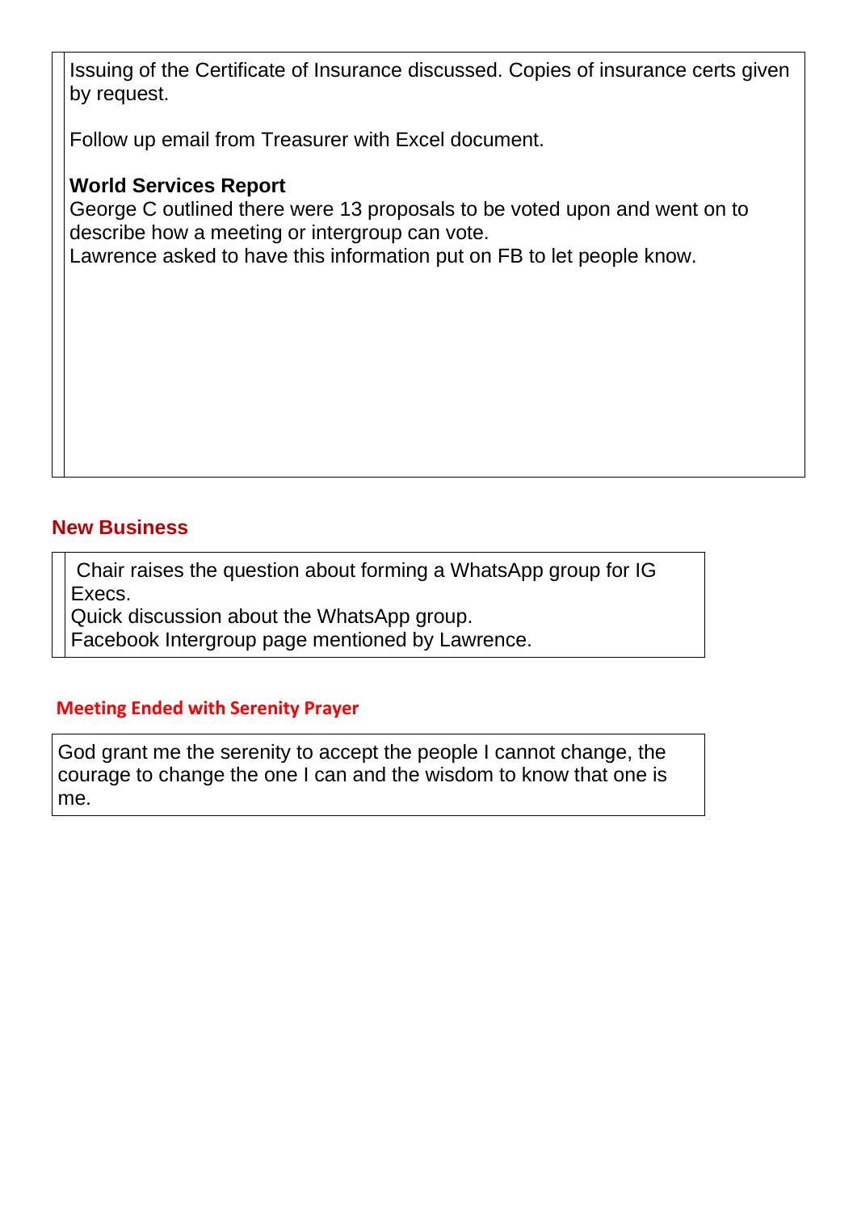Issuing of the Certificate of Insurance discussed. Copies of insurance certs given by request.

Follow up email from Treasurer with Excel document.

**World Services Report**
George C outlined there were 13 proposals to be voted upon and went on to describe how a meeting or intergroup can vote.
Lawrence asked to have this information put on FB to let people know.

## New Business

Chair raises the question about forming a WhatsApp group for IG Execs.
Quick discussion about the WhatsApp group.
Facebook Intergroup page mentioned by Lawrence.

## Meeting Ended with Serenity Prayer

God grant me the serenity to accept the people I cannot change, the courage to change the one I can and the wisdom to know that one is me.